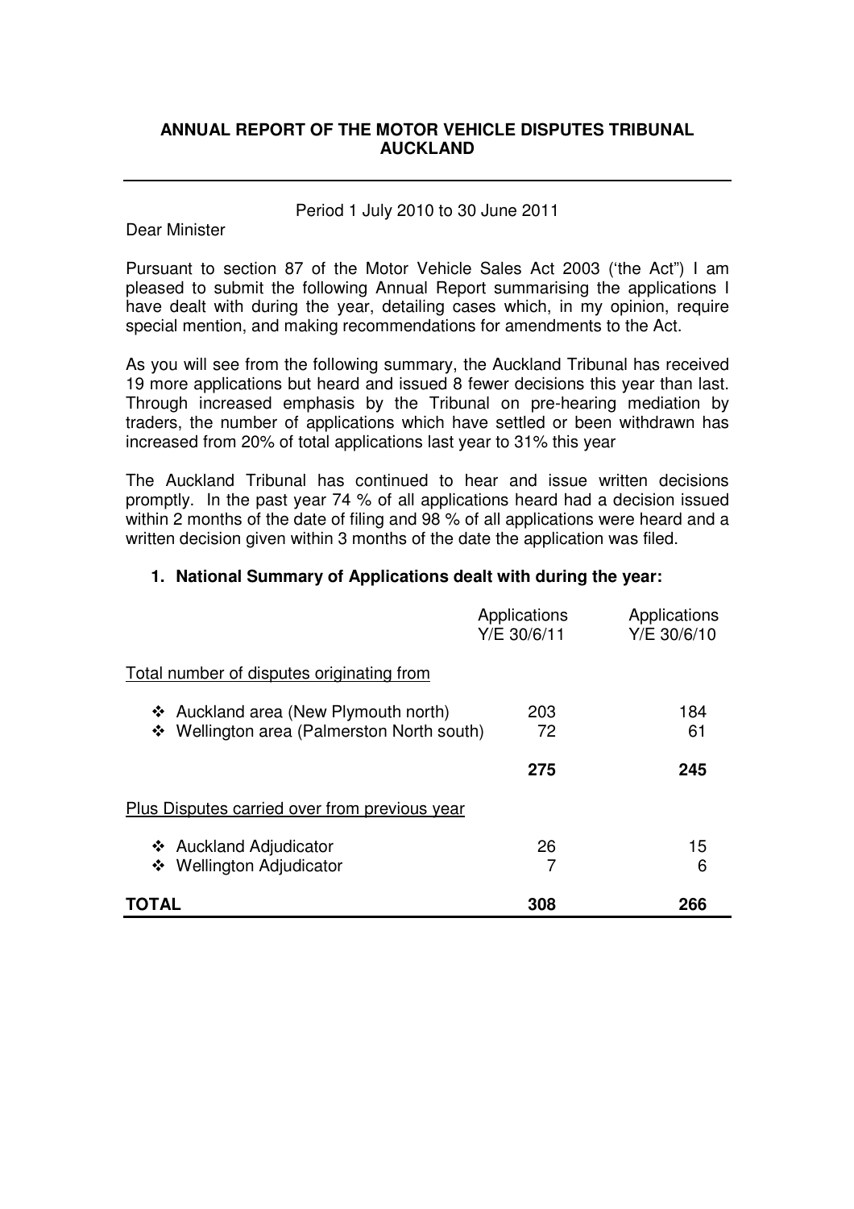**ANNUAL REPORT OF THE MOTOR VEHICLE DISPUTES TRIBUNAL AUCKLAND**

---

Period 1 July 2010 to 30 June 2011

Dear Minister

Pursuant to section 87 of the Motor Vehicle Sales Act 2003 ('the Act") I am pleased to submit the following Annual Report summarising the applications I have dealt with during the year, detailing cases which, in my opinion, require special mention, and making recommendations for amendments to the Act.

As you will see from the following summary, the Auckland Tribunal has received 19 more applications but heard and issued 8 fewer decisions this year than last. Through increased emphasis by the Tribunal on pre-hearing mediation by traders, the number of applications which have settled or been withdrawn has increased from 20% of total applications last year to 31% this year

The Auckland Tribunal has continued to hear and issue written decisions promptly. In the past year 74 % of all applications heard had a decision issued within 2 months of the date of filing and 98 % of all applications were heard and a written decision given within 3 months of the date the application was filed.

**1. National Summary of Applications dealt with during the year:**

| | Applications Y/E 30/6/11 | Applications Y/E 30/6/10 |
|---|---|---|
| Total number of disputes originating from | | |
| ❖ Auckland area (New Plymouth north) | 203 | 184 |
| ❖ Wellington area (Palmerston North south) | 72 | 61 |
| | **275** | **245** |
| Plus Disputes carried over from previous year | | |
| ❖ Auckland Adjudicator | 26 | 15 |
| ❖ Wellington Adjudicator | 7 | 6 |
| **TOTAL** | **308** | **266** |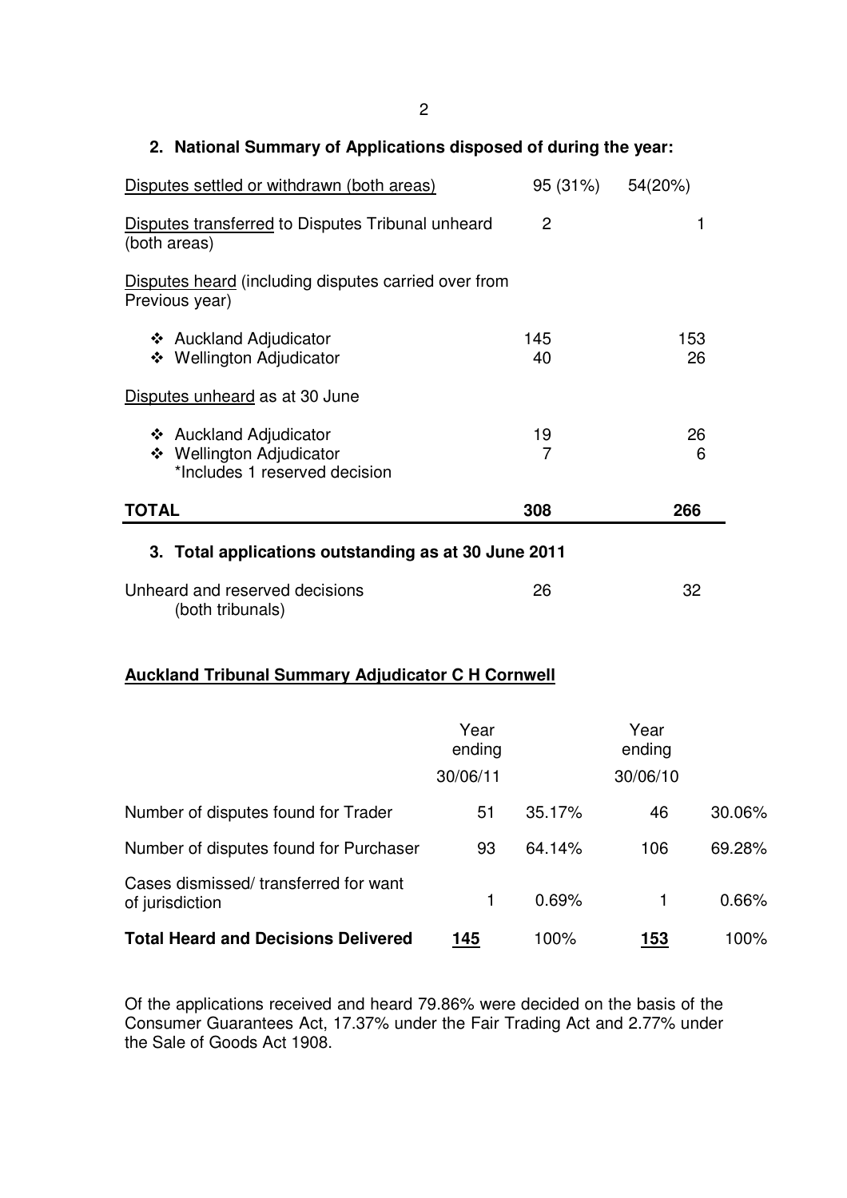## 2. National Summary of Applications disposed of during the year:

| | | |
|---|---|---|
| Disputes settled or withdrawn (both areas) | 95 (31%) | 54(20%) |
| Disputes transferred to Disputes Tribunal unheard (both areas) | 2 | 1 |
| Disputes heard (including disputes carried over from Previous year) | | |
| ❖ Auckland Adjudicator | 145 | 153 |
| ❖ Wellington Adjudicator | 40 | 26 |
| Disputes unheard as at 30 June | | |
| ❖ Auckland Adjudicator | 19 | 26 |
| ❖ Wellington Adjudicator *Includes 1 reserved decision | 7 | 6 |
| **TOTAL** | **308** | **266** |

## 3. Total applications outstanding as at 30 June 2011

| | | |
|---|---|---|
| Unheard and reserved decisions (both tribunals) | 26 | 32 |

**Auckland Tribunal Summary Adjudicator C H Cornwell**

| | Year ending 30/06/11 | | Year ending 30/06/10 | |
|---|---|---|---|---|
| Number of disputes found for Trader | 51 | 35.17% | 46 | 30.06% |
| Number of disputes found for Purchaser | 93 | 64.14% | 106 | 69.28% |
| Cases dismissed/ transferred for want of jurisdiction | 1 | 0.69% | 1 | 0.66% |
| **Total Heard and Decisions Delivered** | **145** | 100% | **153** | 100% |

Of the applications received and heard 79.86% were decided on the basis of the Consumer Guarantees Act, 17.37% under the Fair Trading Act and 2.77% under the Sale of Goods Act 1908.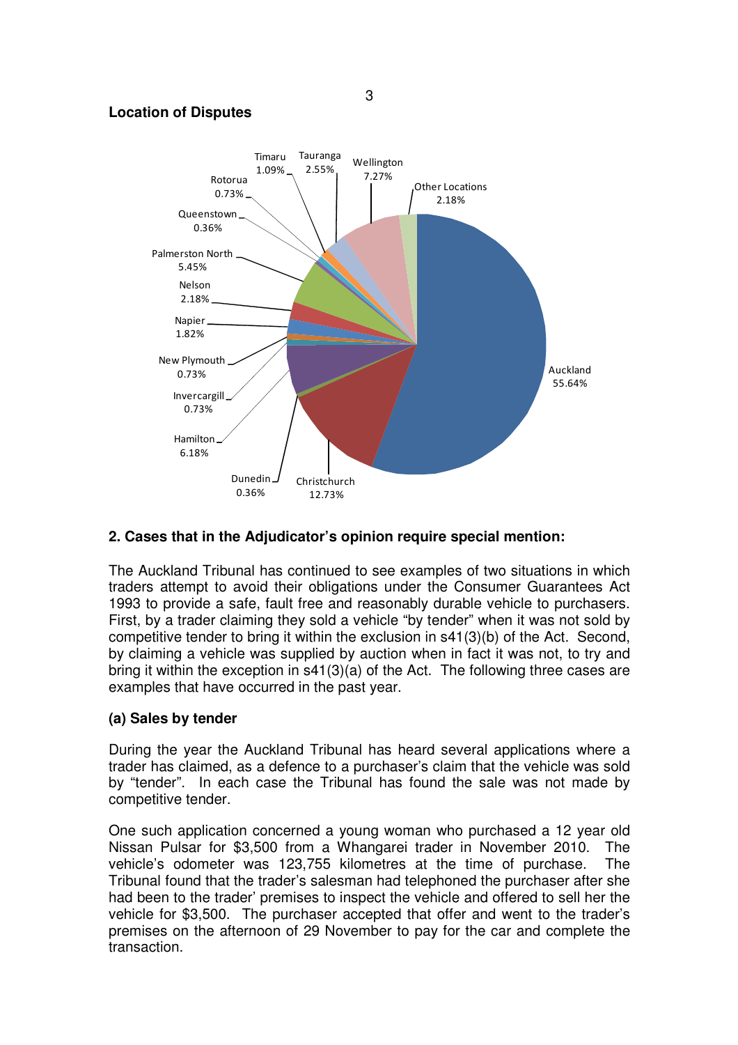**Location of Disputes**

| Location | Percentage |
|---|---|
| Auckland | 55.64% |
| Christchurch | 12.73% |
| Dunedin | 0.36% |
| Hamilton | 6.18% |
| Invercargill | 0.73% |
| New Plymouth | 0.73% |
| Napier | 1.82% |
| Nelson | 2.18% |
| Palmerston North | 5.45% |
| Queenstown | 0.36% |
| Rotorua | 0.73% |
| Timaru | 1.09% |
| Tauranga | 2.55% |
| Wellington | 7.27% |
| Other Locations | 2.18% |

## 2. Cases that in the Adjudicator's opinion require special mention:

The Auckland Tribunal has continued to see examples of two situations in which traders attempt to avoid their obligations under the Consumer Guarantees Act 1993 to provide a safe, fault free and reasonably durable vehicle to purchasers. First, by a trader claiming they sold a vehicle "by tender" when it was not sold by competitive tender to bring it within the exclusion in s41(3)(b) of the Act. Second, by claiming a vehicle was supplied by auction when in fact it was not, to try and bring it within the exception in s41(3)(a) of the Act. The following three cases are examples that have occurred in the past year.

### (a) Sales by tender

During the year the Auckland Tribunal has heard several applications where a trader has claimed, as a defence to a purchaser's claim that the vehicle was sold by "tender". In each case the Tribunal has found the sale was not made by competitive tender.

One such application concerned a young woman who purchased a 12 year old Nissan Pulsar for $3,500 from a Whangarei trader in November 2010. The vehicle's odometer was 123,755 kilometres at the time of purchase. The Tribunal found that the trader's salesman had telephoned the purchaser after she had been to the trader' premises to inspect the vehicle and offered to sell her the vehicle for $3,500. The purchaser accepted that offer and went to the trader's premises on the afternoon of 29 November to pay for the car and complete the transaction.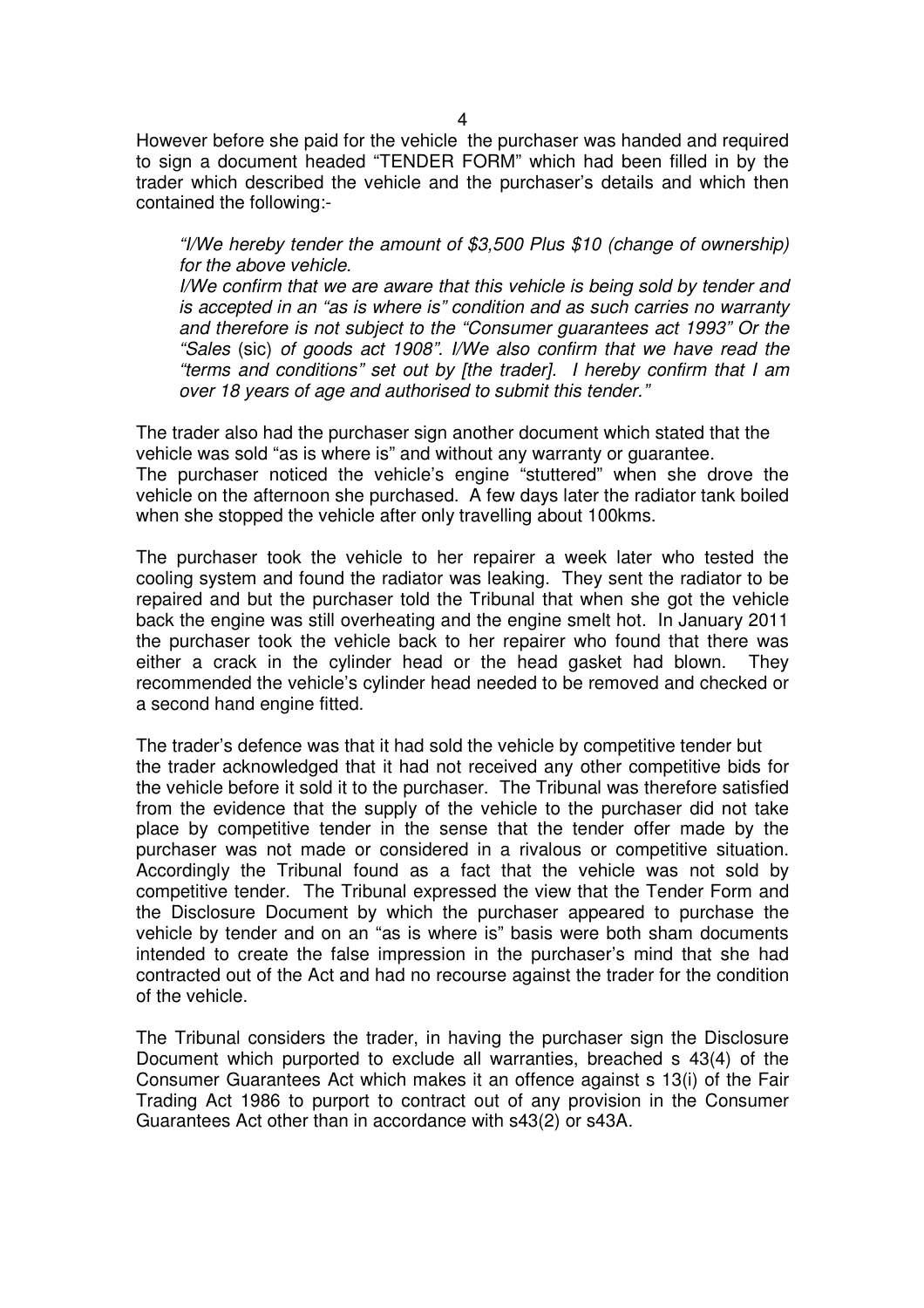However before she paid for the vehicle the purchaser was handed and required to sign a document headed "TENDER FORM" which had been filled in by the trader which described the vehicle and the purchaser's details and which then contained the following:-

> *"I/We hereby tender the amount of $3,500 Plus $10 (change of ownership) for the above vehicle.*
> *I/We confirm that we are aware that this vehicle is being sold by tender and is accepted in an "as is where is" condition and as such carries no warranty and therefore is not subject to the "Consumer guarantees act 1993" Or the "Sales* (sic) *of goods act 1908". I/We also confirm that we have read the "terms and conditions" set out by [the trader]. I hereby confirm that I am over 18 years of age and authorised to submit this tender."*

The trader also had the purchaser sign another document which stated that the vehicle was sold "as is where is" and without any warranty or guarantee. The purchaser noticed the vehicle's engine "stuttered" when she drove the vehicle on the afternoon she purchased. A few days later the radiator tank boiled when she stopped the vehicle after only travelling about 100kms.

The purchaser took the vehicle to her repairer a week later who tested the cooling system and found the radiator was leaking. They sent the radiator to be repaired and but the purchaser told the Tribunal that when she got the vehicle back the engine was still overheating and the engine smelt hot. In January 2011 the purchaser took the vehicle back to her repairer who found that there was either a crack in the cylinder head or the head gasket had blown. They recommended the vehicle's cylinder head needed to be removed and checked or a second hand engine fitted.

The trader's defence was that it had sold the vehicle by competitive tender but the trader acknowledged that it had not received any other competitive bids for the vehicle before it sold it to the purchaser. The Tribunal was therefore satisfied from the evidence that the supply of the vehicle to the purchaser did not take place by competitive tender in the sense that the tender offer made by the purchaser was not made or considered in a rivalous or competitive situation. Accordingly the Tribunal found as a fact that the vehicle was not sold by competitive tender. The Tribunal expressed the view that the Tender Form and the Disclosure Document by which the purchaser appeared to purchase the vehicle by tender and on an "as is where is" basis were both sham documents intended to create the false impression in the purchaser's mind that she had contracted out of the Act and had no recourse against the trader for the condition of the vehicle.

The Tribunal considers the trader, in having the purchaser sign the Disclosure Document which purported to exclude all warranties, breached s 43(4) of the Consumer Guarantees Act which makes it an offence against s 13(i) of the Fair Trading Act 1986 to purport to contract out of any provision in the Consumer Guarantees Act other than in accordance with s43(2) or s43A.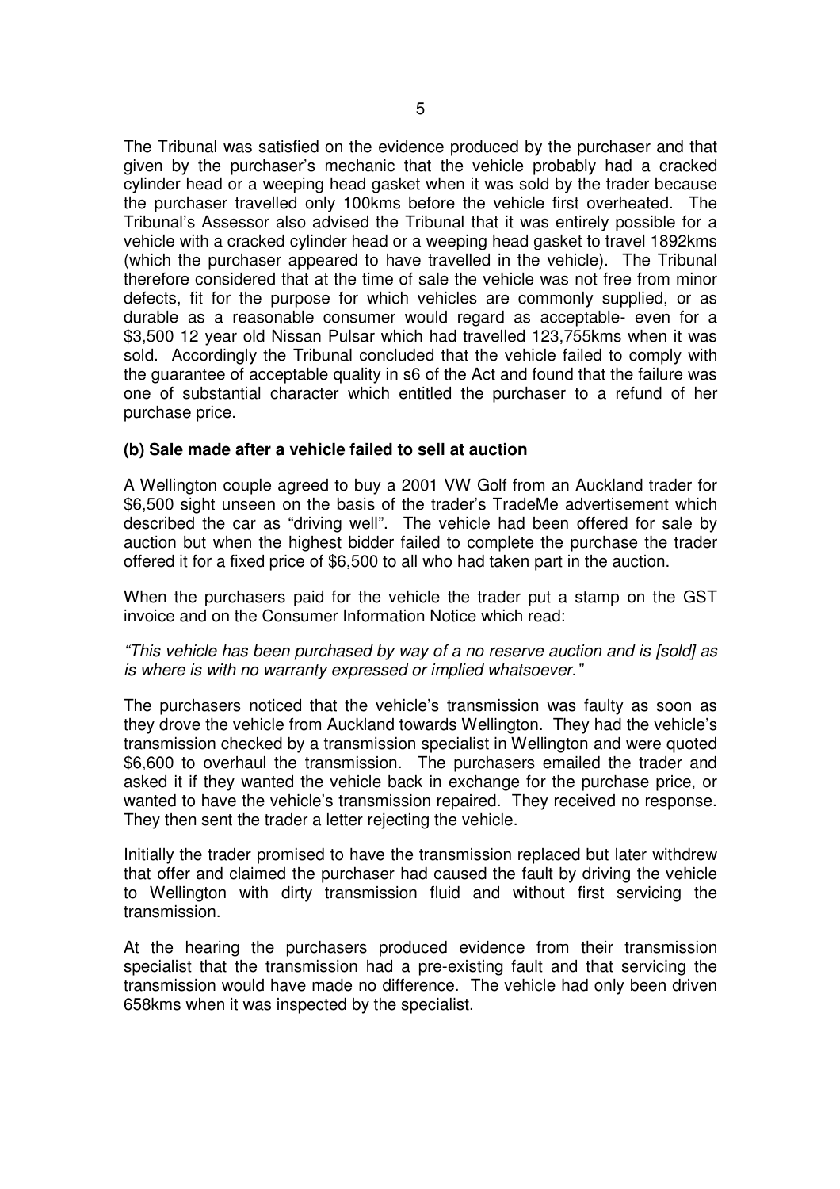The Tribunal was satisfied on the evidence produced by the purchaser and that given by the purchaser's mechanic that the vehicle probably had a cracked cylinder head or a weeping head gasket when it was sold by the trader because the purchaser travelled only 100kms before the vehicle first overheated. The Tribunal's Assessor also advised the Tribunal that it was entirely possible for a vehicle with a cracked cylinder head or a weeping head gasket to travel 1892kms (which the purchaser appeared to have travelled in the vehicle). The Tribunal therefore considered that at the time of sale the vehicle was not free from minor defects, fit for the purpose for which vehicles are commonly supplied, or as durable as a reasonable consumer would regard as acceptable- even for a $3,500 12 year old Nissan Pulsar which had travelled 123,755kms when it was sold. Accordingly the Tribunal concluded that the vehicle failed to comply with the guarantee of acceptable quality in s6 of the Act and found that the failure was one of substantial character which entitled the purchaser to a refund of her purchase price.

**(b) Sale made after a vehicle failed to sell at auction**

A Wellington couple agreed to buy a 2001 VW Golf from an Auckland trader for $6,500 sight unseen on the basis of the trader's TradeMe advertisement which described the car as "driving well". The vehicle had been offered for sale by auction but when the highest bidder failed to complete the purchase the trader offered it for a fixed price of $6,500 to all who had taken part in the auction.

When the purchasers paid for the vehicle the trader put a stamp on the GST invoice and on the Consumer Information Notice which read:

*"This vehicle has been purchased by way of a no reserve auction and is [sold] as is where is with no warranty expressed or implied whatsoever."*

The purchasers noticed that the vehicle's transmission was faulty as soon as they drove the vehicle from Auckland towards Wellington. They had the vehicle's transmission checked by a transmission specialist in Wellington and were quoted $6,600 to overhaul the transmission. The purchasers emailed the trader and asked it if they wanted the vehicle back in exchange for the purchase price, or wanted to have the vehicle's transmission repaired. They received no response. They then sent the trader a letter rejecting the vehicle.

Initially the trader promised to have the transmission replaced but later withdrew that offer and claimed the purchaser had caused the fault by driving the vehicle to Wellington with dirty transmission fluid and without first servicing the transmission.

At the hearing the purchasers produced evidence from their transmission specialist that the transmission had a pre-existing fault and that servicing the transmission would have made no difference. The vehicle had only been driven 658kms when it was inspected by the specialist.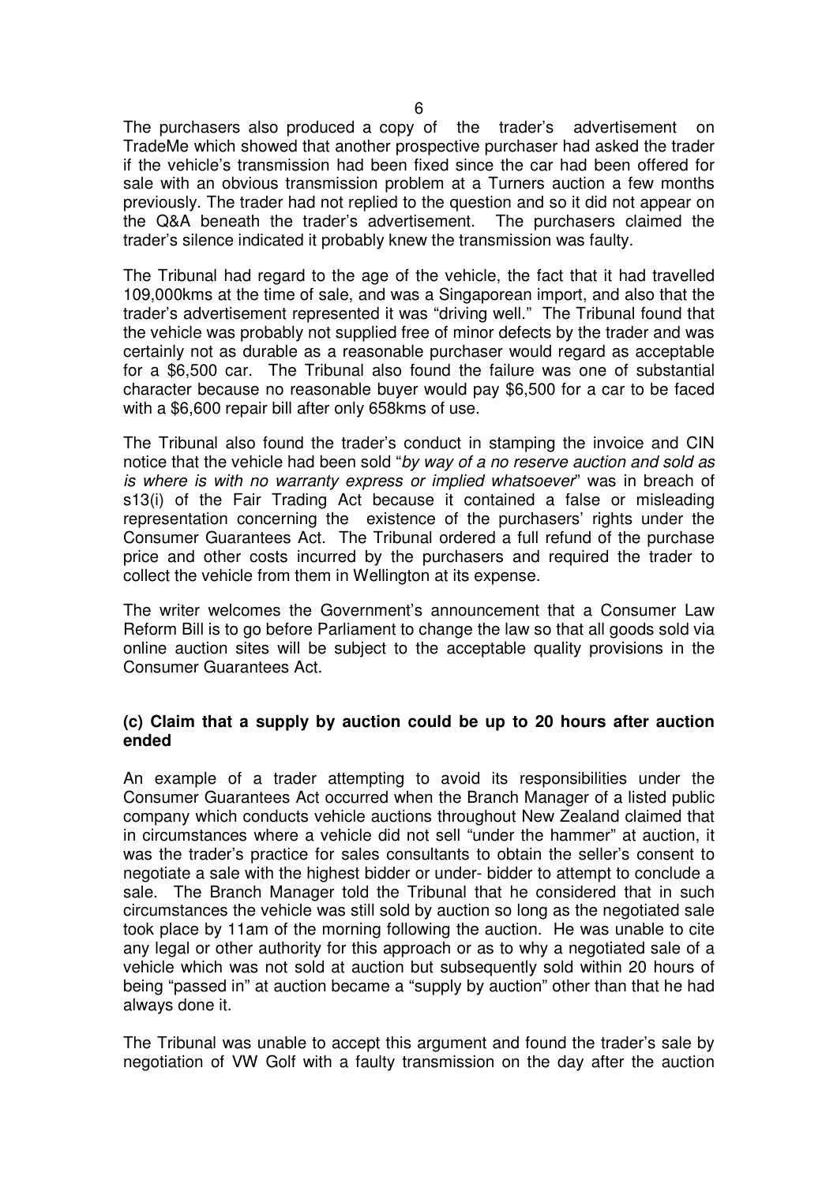The purchasers also produced a copy of the trader's advertisement on TradeMe which showed that another prospective purchaser had asked the trader if the vehicle's transmission had been fixed since the car had been offered for sale with an obvious transmission problem at a Turners auction a few months previously. The trader had not replied to the question and so it did not appear on the Q&A beneath the trader's advertisement. The purchasers claimed the trader's silence indicated it probably knew the transmission was faulty.

The Tribunal had regard to the age of the vehicle, the fact that it had travelled 109,000kms at the time of sale, and was a Singaporean import, and also that the trader's advertisement represented it was "driving well." The Tribunal found that the vehicle was probably not supplied free of minor defects by the trader and was certainly not as durable as a reasonable purchaser would regard as acceptable for a $6,500 car. The Tribunal also found the failure was one of substantial character because no reasonable buyer would pay $6,500 for a car to be faced with a $6,600 repair bill after only 658kms of use.

The Tribunal also found the trader's conduct in stamping the invoice and CIN notice that the vehicle had been sold "*by way of a no reserve auction and sold as is where is with no warranty express or implied whatsoever*" was in breach of s13(i) of the Fair Trading Act because it contained a false or misleading representation concerning the existence of the purchasers' rights under the Consumer Guarantees Act. The Tribunal ordered a full refund of the purchase price and other costs incurred by the purchasers and required the trader to collect the vehicle from them in Wellington at its expense.

The writer welcomes the Government's announcement that a Consumer Law Reform Bill is to go before Parliament to change the law so that all goods sold via online auction sites will be subject to the acceptable quality provisions in the Consumer Guarantees Act.

### (c) Claim that a supply by auction could be up to 20 hours after auction ended

An example of a trader attempting to avoid its responsibilities under the Consumer Guarantees Act occurred when the Branch Manager of a listed public company which conducts vehicle auctions throughout New Zealand claimed that in circumstances where a vehicle did not sell "under the hammer" at auction, it was the trader's practice for sales consultants to obtain the seller's consent to negotiate a sale with the highest bidder or under- bidder to attempt to conclude a sale. The Branch Manager told the Tribunal that he considered that in such circumstances the vehicle was still sold by auction so long as the negotiated sale took place by 11am of the morning following the auction. He was unable to cite any legal or other authority for this approach or as to why a negotiated sale of a vehicle which was not sold at auction but subsequently sold within 20 hours of being "passed in" at auction became a "supply by auction" other than that he had always done it.

The Tribunal was unable to accept this argument and found the trader's sale by negotiation of VW Golf with a faulty transmission on the day after the auction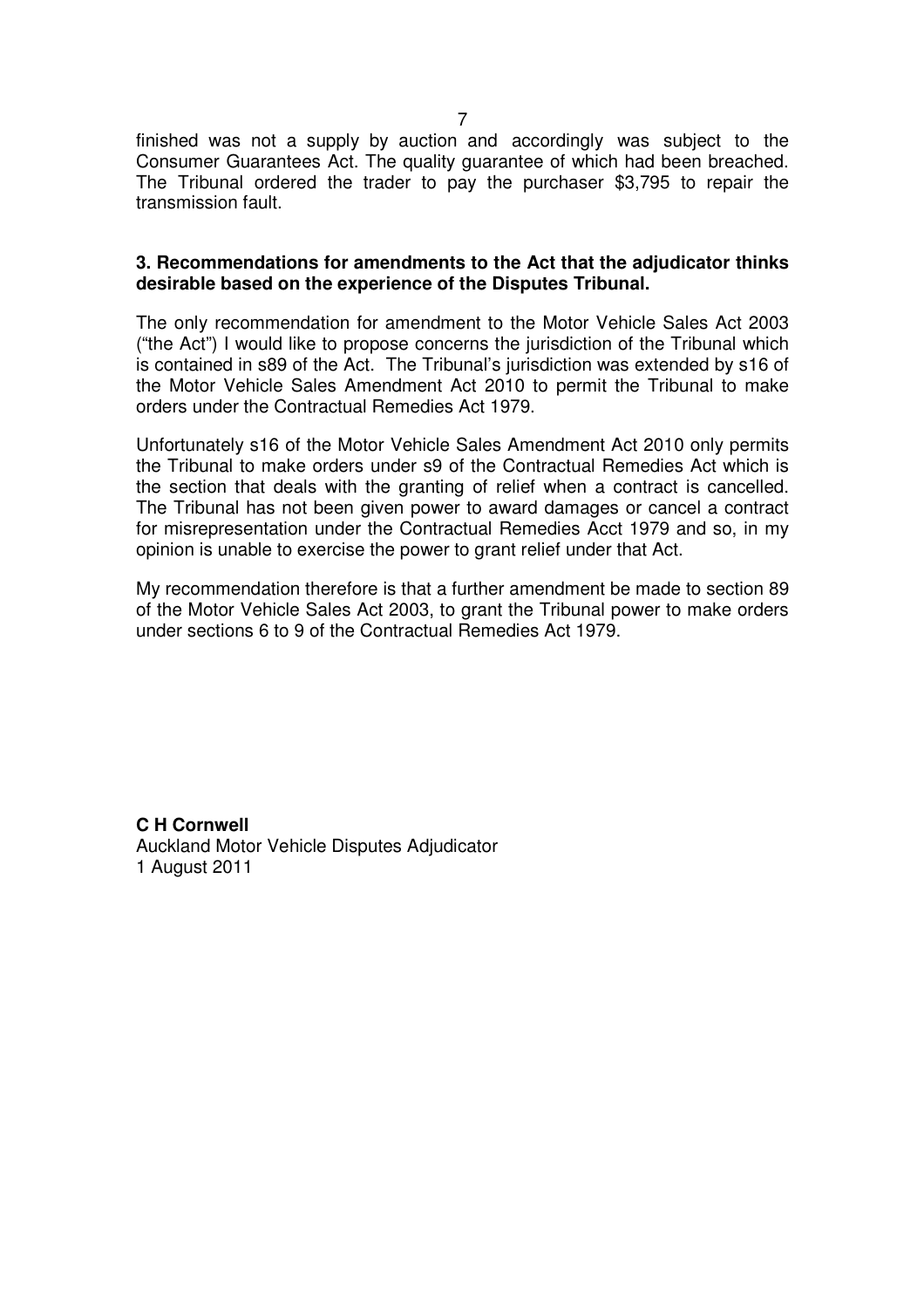finished was not a supply by auction and accordingly was subject to the Consumer Guarantees Act. The quality guarantee of which had been breached. The Tribunal ordered the trader to pay the purchaser $3,795 to repair the transmission fault.

### 3. Recommendations for amendments to the Act that the adjudicator thinks desirable based on the experience of the Disputes Tribunal.

The only recommendation for amendment to the Motor Vehicle Sales Act 2003 ("the Act") I would like to propose concerns the jurisdiction of the Tribunal which is contained in s89 of the Act. The Tribunal's jurisdiction was extended by s16 of the Motor Vehicle Sales Amendment Act 2010 to permit the Tribunal to make orders under the Contractual Remedies Act 1979.

Unfortunately s16 of the Motor Vehicle Sales Amendment Act 2010 only permits the Tribunal to make orders under s9 of the Contractual Remedies Act which is the section that deals with the granting of relief when a contract is cancelled. The Tribunal has not been given power to award damages or cancel a contract for misrepresentation under the Contractual Remedies Acct 1979 and so, in my opinion is unable to exercise the power to grant relief under that Act.

My recommendation therefore is that a further amendment be made to section 89 of the Motor Vehicle Sales Act 2003, to grant the Tribunal power to make orders under sections 6 to 9 of the Contractual Remedies Act 1979.

**C H Cornwell**
Auckland Motor Vehicle Disputes Adjudicator
1 August 2011